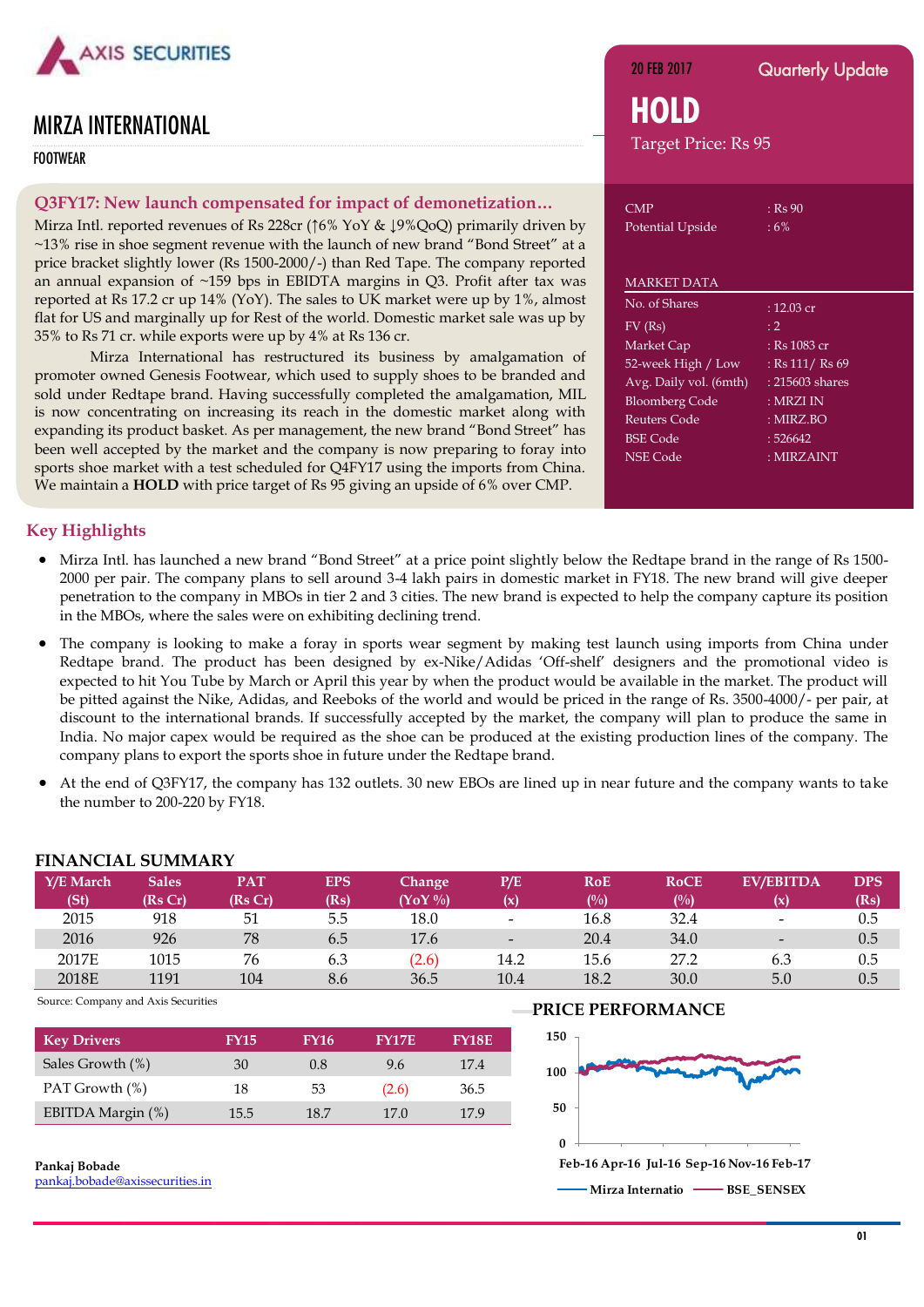AXIS SECURITIES

# MIRZA INTERNATIONAL

FOOTWEAR

20 FEB 2017 — Quarterly Update

## HOLD

Target Price: Rs 95

| | |
|---|---|
| CMP | : Rs 90 |
| Potential Upside | : 6% |

**MARKET DATA**

| | |
|---|---|
| No. of Shares | : 12.03 cr |
| FV (Rs) | : 2 |
| Market Cap | : Rs 1083 cr |
| 52-week High / Low | : Rs 111/ Rs 69 |
| Avg. Daily vol. (6mth) | : 215603 shares |
| Bloomberg Code | : MRZI IN |
| Reuters Code | : MIRZ.BO |
| BSE Code | : 526642 |
| NSE Code | : MIRZAINT |

### Q3FY17: New launch compensated for impact of demonetization…

Mirza Intl. reported revenues of Rs 228cr (↑6% YoY & ↓9%QoQ) primarily driven by ~13% rise in shoe segment revenue with the launch of new brand "Bond Street" at a price bracket slightly lower (Rs 1500-2000/-) than Red Tape. The company reported an annual expansion of ~159 bps in EBIDTA margins in Q3. Profit after tax was reported at Rs 17.2 cr up 14% (YoY). The sales to UK market were up by 1%, almost flat for US and marginally up for Rest of the world. Domestic market sale was up by 35% to Rs 71 cr. while exports were up by 4% at Rs 136 cr.

Mirza International has restructured its business by amalgamation of promoter owned Genesis Footwear, which used to supply shoes to be branded and sold under Redtape brand. Having successfully completed the amalgamation, MIL is now concentrating on increasing its reach in the domestic market along with expanding its product basket. As per management, the new brand "Bond Street" has been well accepted by the market and the company is now preparing to foray into sports shoe market with a test scheduled for Q4FY17 using the imports from China. We maintain a **HOLD** with price target of Rs 95 giving an upside of 6% over CMP.

## Key Highlights

- Mirza Intl. has launched a new brand "Bond Street" at a price point slightly below the Redtape brand in the range of Rs 1500-2000 per pair. The company plans to sell around 3-4 lakh pairs in domestic market in FY18. The new brand will give deeper penetration to the company in MBOs in tier 2 and 3 cities. The new brand is expected to help the company capture its position in the MBOs, where the sales were on exhibiting declining trend.
- The company is looking to make a foray in sports wear segment by making test launch using imports from China under Redtape brand. The product has been designed by ex-Nike/Adidas 'Off-shelf' designers and the promotional video is expected to hit You Tube by March or April this year by when the product would be available in the market. The product will be pitted against the Nike, Adidas, and Reeboks of the world and would be priced in the range of Rs. 3500-4000/- per pair, at discount to the international brands. If successfully accepted by the market, the company will plan to produce the same in India. No major capex would be required as the shoe can be produced at the existing production lines of the company. The company plans to export the sports shoe in future under the Redtape brand.
- At the end of Q3FY17, the company has 132 outlets. 30 new EBOs are lined up in near future and the company wants to take the number to 200-220 by FY18.

### FINANCIAL SUMMARY

| Y/E March (St) | Sales (Rs Cr) | PAT (Rs Cr) | EPS (Rs) | Change (YoY %) | P/E (x) | RoE (%) | RoCE (%) | EV/EBITDA (x) | DPS (Rs) |
|---|---|---|---|---|---|---|---|---|---|
| 2015 | 918 | 51 | 5.5 | 18.0 | - | 16.8 | 32.4 | - | 0.5 |
| 2016 | 926 | 78 | 6.5 | 17.6 | - | 20.4 | 34.0 | - | 0.5 |
| 2017E | 1015 | 76 | 6.3 | (2.6) | 14.2 | 15.6 | 27.2 | 6.3 | 0.5 |
| 2018E | 1191 | 104 | 8.6 | 36.5 | 10.4 | 18.2 | 30.0 | 5.0 | 0.5 |

Source: Company and Axis Securities

| Key Drivers | FY15 | FY16 | FY17E | FY18E |
|---|---|---|---|---|
| Sales Growth (%) | 30 | 0.8 | 9.6 | 17.4 |
| PAT Growth (%) | 18 | 53 | (2.6) | 36.5 |
| EBITDA Margin (%) | 15.5 | 18.7 | 17.0 | 17.9 |

### PRICE PERFORMANCE

(Chart: Mirza Internatio vs BSE_SENSEX, Feb-16 to Feb-17; y-axis 0–150)

**Pankaj Bobade**
pankaj.bobade@axissecurities.in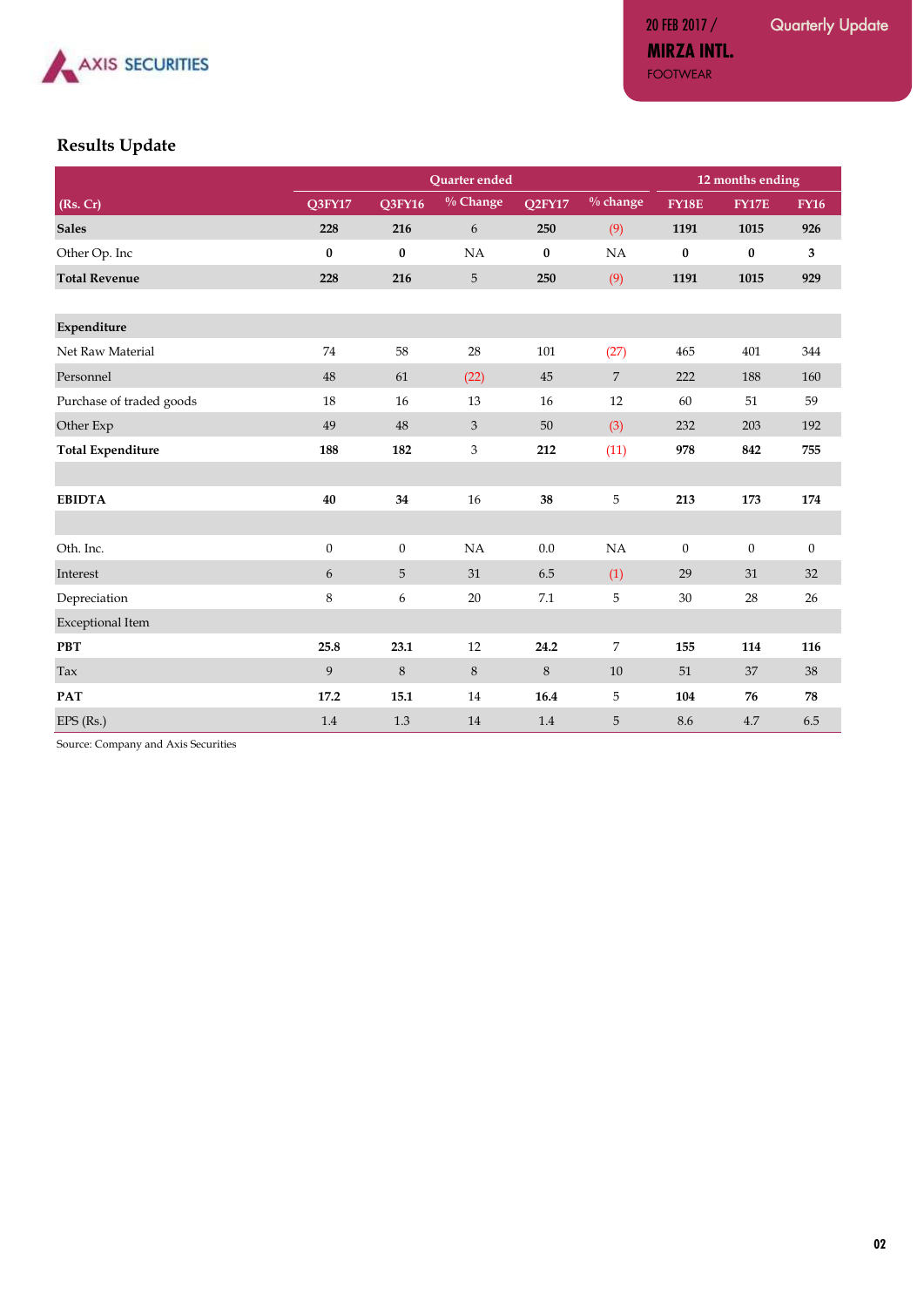## Results Update

| (Rs. Cr) | Quarter ended | | | | | 12 months ending | | |
|---|---|---|---|---|---|---|---|---|
| | Q3FY17 | Q3FY16 | % Change | Q2FY17 | % change | FY18E | FY17E | FY16 |
| **Sales** | **228** | **216** | 6 | **250** | (9) | **1191** | **1015** | **926** |
| Other Op. Inc | **0** | **0** | NA | **0** | NA | **0** | **0** | **3** |
| **Total Revenue** | **228** | **216** | 5 | **250** | (9) | **1191** | **1015** | **929** |
| | | | | | | | | |
| **Expenditure** | | | | | | | | |
| Net Raw Material | 74 | 58 | 28 | 101 | (27) | 465 | 401 | 344 |
| Personnel | 48 | 61 | (22) | 45 | 7 | 222 | 188 | 160 |
| Purchase of traded goods | 18 | 16 | 13 | 16 | 12 | 60 | 51 | 59 |
| Other Exp | 49 | 48 | 3 | 50 | (3) | 232 | 203 | 192 |
| **Total Expenditure** | **188** | **182** | 3 | **212** | (11) | **978** | **842** | **755** |
| | | | | | | | | |
| **EBIDTA** | **40** | **34** | 16 | **38** | 5 | **213** | **173** | **174** |
| | | | | | | | | |
| Oth. Inc. | 0 | 0 | NA | 0.0 | NA | 0 | 0 | 0 |
| Interest | 6 | 5 | 31 | 6.5 | (1) | 29 | 31 | 32 |
| Depreciation | 8 | 6 | 20 | 7.1 | 5 | 30 | 28 | 26 |
| Exceptional Item | | | | | | | | |
| **PBT** | **25.8** | **23.1** | 12 | **24.2** | 7 | **155** | **114** | **116** |
| Tax | 9 | 8 | 8 | 8 | 10 | 51 | 37 | 38 |
| **PAT** | **17.2** | **15.1** | 14 | **16.4** | 5 | **104** | **76** | **78** |
| EPS (Rs.) | 1.4 | 1.3 | 14 | 1.4 | 5 | 8.6 | 4.7 | 6.5 |

Source: Company and Axis Securities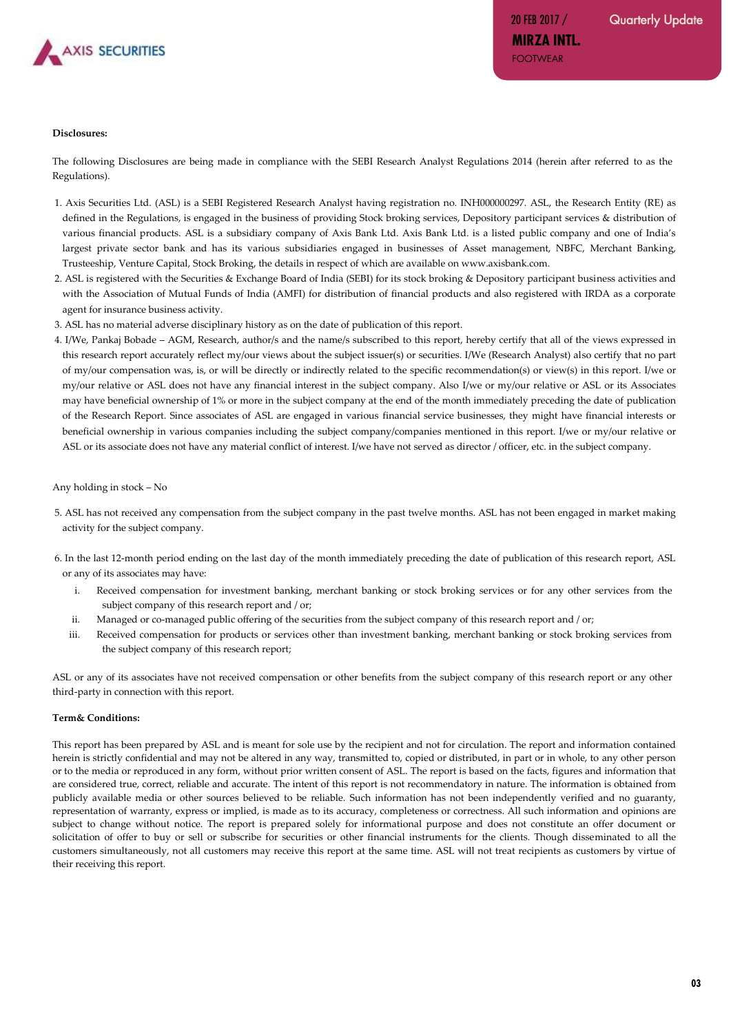**Disclosures:**

The following Disclosures are being made in compliance with the SEBI Research Analyst Regulations 2014 (herein after referred to as the Regulations).

1. Axis Securities Ltd. (ASL) is a SEBI Registered Research Analyst having registration no. INH000000297. ASL, the Research Entity (RE) as defined in the Regulations, is engaged in the business of providing Stock broking services, Depository participant services & distribution of various financial products. ASL is a subsidiary company of Axis Bank Ltd. Axis Bank Ltd. is a listed public company and one of India's largest private sector bank and has its various subsidiaries engaged in businesses of Asset management, NBFC, Merchant Banking, Trusteeship, Venture Capital, Stock Broking, the details in respect of which are available on www.axisbank.com.
2. ASL is registered with the Securities & Exchange Board of India (SEBI) for its stock broking & Depository participant business activities and with the Association of Mutual Funds of India (AMFI) for distribution of financial products and also registered with IRDA as a corporate agent for insurance business activity.
3. ASL has no material adverse disciplinary history as on the date of publication of this report.
4. I/We, Pankaj Bobade – AGM, Research, author/s and the name/s subscribed to this report, hereby certify that all of the views expressed in this research report accurately reflect my/our views about the subject issuer(s) or securities. I/We (Research Analyst) also certify that no part of my/our compensation was, is, or will be directly or indirectly related to the specific recommendation(s) or view(s) in this report. I/we or my/our relative or ASL does not have any financial interest in the subject company. Also I/we or my/our relative or ASL or its Associates may have beneficial ownership of 1% or more in the subject company at the end of the month immediately preceding the date of publication of the Research Report. Since associates of ASL are engaged in various financial service businesses, they might have financial interests or beneficial ownership in various companies including the subject company/companies mentioned in this report. I/we or my/our relative or ASL or its associate does not have any material conflict of interest. I/we have not served as director / officer, etc. in the subject company.

Any holding in stock – No

5. ASL has not received any compensation from the subject company in the past twelve months. ASL has not been engaged in market making activity for the subject company.

6. In the last 12-month period ending on the last day of the month immediately preceding the date of publication of this research report, ASL or any of its associates may have:
    i. Received compensation for investment banking, merchant banking or stock broking services or for any other services from the subject company of this research report and / or;
    ii. Managed or co-managed public offering of the securities from the subject company of this research report and / or;
    iii. Received compensation for products or services other than investment banking, merchant banking or stock broking services from the subject company of this research report;

ASL or any of its associates have not received compensation or other benefits from the subject company of this research report or any other third-party in connection with this report.

**Term& Conditions:**

This report has been prepared by ASL and is meant for sole use by the recipient and not for circulation. The report and information contained herein is strictly confidential and may not be altered in any way, transmitted to, copied or distributed, in part or in whole, to any other person or to the media or reproduced in any form, without prior written consent of ASL. The report is based on the facts, figures and information that are considered true, correct, reliable and accurate. The intent of this report is not recommendatory in nature. The information is obtained from publicly available media or other sources believed to be reliable. Such information has not been independently verified and no guaranty, representation of warranty, express or implied, is made as to its accuracy, completeness or correctness. All such information and opinions are subject to change without notice. The report is prepared solely for informational purpose and does not constitute an offer document or solicitation of offer to buy or sell or subscribe for securities or other financial instruments for the clients. Though disseminated to all the customers simultaneously, not all customers may receive this report at the same time. ASL will not treat recipients as customers by virtue of their receiving this report.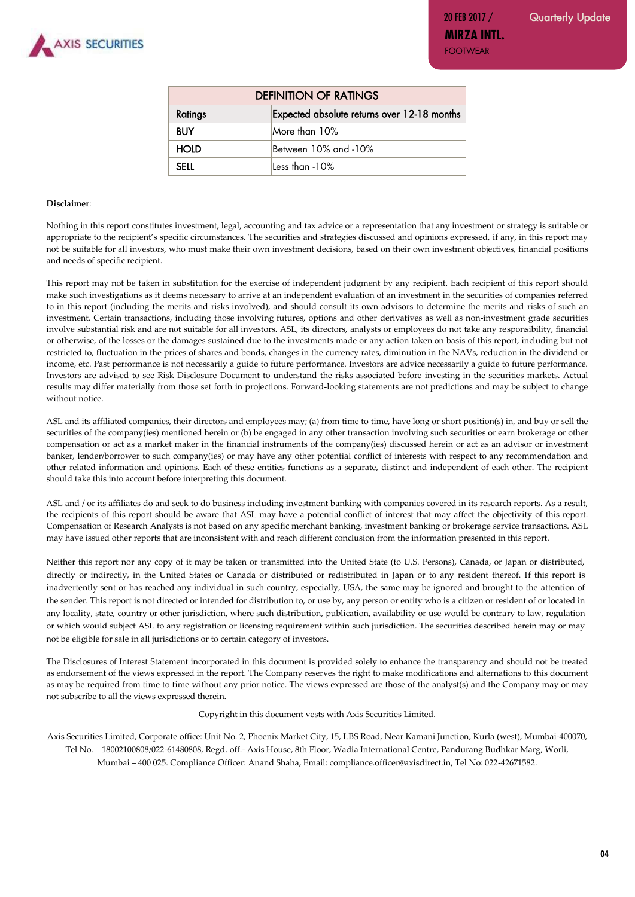| DEFINITION OF RATINGS | |
|---|---|
| Ratings | Expected absolute returns over 12-18 months |
| BUY | More than 10% |
| HOLD | Between 10% and -10% |
| SELL | Less than -10% |

**Disclaimer**:

Nothing in this report constitutes investment, legal, accounting and tax advice or a representation that any investment or strategy is suitable or appropriate to the recipient's specific circumstances. The securities and strategies discussed and opinions expressed, if any, in this report may not be suitable for all investors, who must make their own investment decisions, based on their own investment objectives, financial positions and needs of specific recipient.

This report may not be taken in substitution for the exercise of independent judgment by any recipient. Each recipient of this report should make such investigations as it deems necessary to arrive at an independent evaluation of an investment in the securities of companies referred to in this report (including the merits and risks involved), and should consult its own advisors to determine the merits and risks of such an investment. Certain transactions, including those involving futures, options and other derivatives as well as non-investment grade securities involve substantial risk and are not suitable for all investors. ASL, its directors, analysts or employees do not take any responsibility, financial or otherwise, of the losses or the damages sustained due to the investments made or any action taken on basis of this report, including but not restricted to, fluctuation in the prices of shares and bonds, changes in the currency rates, diminution in the NAVs, reduction in the dividend or income, etc. Past performance is not necessarily a guide to future performance. Investors are advice necessarily a guide to future performance. Investors are advised to see Risk Disclosure Document to understand the risks associated before investing in the securities markets. Actual results may differ materially from those set forth in projections. Forward-looking statements are not predictions and may be subject to change without notice.

ASL and its affiliated companies, their directors and employees may; (a) from time to time, have long or short position(s) in, and buy or sell the securities of the company(ies) mentioned herein or (b) be engaged in any other transaction involving such securities or earn brokerage or other compensation or act as a market maker in the financial instruments of the company(ies) discussed herein or act as an advisor or investment banker, lender/borrower to such company(ies) or may have any other potential conflict of interests with respect to any recommendation and other related information and opinions. Each of these entities functions as a separate, distinct and independent of each other. The recipient should take this into account before interpreting this document.

ASL and / or its affiliates do and seek to do business including investment banking with companies covered in its research reports. As a result, the recipients of this report should be aware that ASL may have a potential conflict of interest that may affect the objectivity of this report. Compensation of Research Analysts is not based on any specific merchant banking, investment banking or brokerage service transactions. ASL may have issued other reports that are inconsistent with and reach different conclusion from the information presented in this report.

Neither this report nor any copy of it may be taken or transmitted into the United State (to U.S. Persons), Canada, or Japan or distributed, directly or indirectly, in the United States or Canada or distributed or redistributed in Japan or to any resident thereof. If this report is inadvertently sent or has reached any individual in such country, especially, USA, the same may be ignored and brought to the attention of the sender. This report is not directed or intended for distribution to, or use by, any person or entity who is a citizen or resident of or located in any locality, state, country or other jurisdiction, where such distribution, publication, availability or use would be contrary to law, regulation or which would subject ASL to any registration or licensing requirement within such jurisdiction. The securities described herein may or may not be eligible for sale in all jurisdictions or to certain category of investors.

The Disclosures of Interest Statement incorporated in this document is provided solely to enhance the transparency and should not be treated as endorsement of the views expressed in the report. The Company reserves the right to make modifications and alternations to this document as may be required from time to time without any prior notice. The views expressed are those of the analyst(s) and the Company may or may not subscribe to all the views expressed therein.

Copyright in this document vests with Axis Securities Limited.

Axis Securities Limited, Corporate office: Unit No. 2, Phoenix Market City, 15, LBS Road, Near Kamani Junction, Kurla (west), Mumbai-400070, Tel No. – 18002100808/022-61480808, Regd. off.- Axis House, 8th Floor, Wadia International Centre, Pandurang Budhkar Marg, Worli, Mumbai – 400 025. Compliance Officer: Anand Shaha, Email: compliance.officer@axisdirect.in, Tel No: 022-42671582.